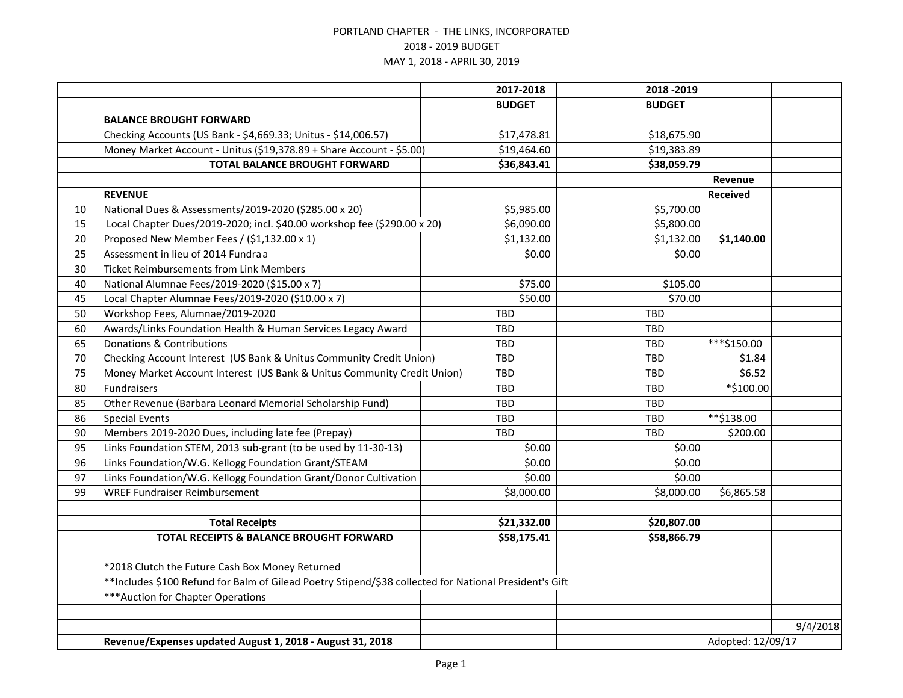PORTLAND CHAPTER - THE LINKS, INCORPORATED

2018 - 2019 BUDGET

MAY 1, 2018 - APRIL 30, 2019

| Code | Description | 2017-2018 BUDGET | 2018 -2019 BUDGET | Revenue Received | |
|---|---|---|---|---|---|
| | **BALANCE BROUGHT FORWARD** | | | | |
| | Checking Accounts (US Bank - $4,669.33; Unitus - $14,006.57) | $17,478.81 | $18,675.90 | | |
| | Money Market Account - Unitus ($19,378.89 + Share Account - $5.00) | $19,464.60 | $19,383.89 | | |
| | **TOTAL BALANCE BROUGHT FORWARD** | **$36,843.41** | **$38,059.79** | | |
| | **REVENUE** | | | | |
| 10 | National Dues & Assessments/2019-2020 ($285.00 x 20) | $5,985.00 | $5,700.00 | | |
| 15 | Local Chapter Dues/2019-2020; incl. $40.00 workshop fee ($290.00 x 20) | $6,090.00 | $5,800.00 | | |
| 20 | Proposed New Member Fees / ($1,132.00 x 1) | $1,132.00 | $1,132.00 | **$1,140.00** | |
| 25 | Assessment in lieu of 2014 Fundraa | $0.00 | $0.00 | | |
| 30 | Ticket Reimbursements from Link Members | | | | |
| 40 | National Alumnae Fees/2019-2020 ($15.00 x 7) | $75.00 | $105.00 | | |
| 45 | Local Chapter Alumnae Fees/2019-2020 ($10.00 x 7) | $50.00 | $70.00 | | |
| 50 | Workshop Fees, Alumnae/2019-2020 | TBD | TBD | | |
| 60 | Awards/Links Foundation Health & Human Services Legacy Award | TBD | TBD | | |
| 65 | Donations & Contributions | TBD | TBD | ***$150.00 | |
| 70 | Checking Account Interest (US Bank & Unitus Community Credit Union) | TBD | TBD | $1.84 | |
| 75 | Money Market Account Interest (US Bank & Unitus Community Credit Union) | TBD | TBD | $6.52 | |
| 80 | Fundraisers | TBD | TBD | *$100.00 | |
| 85 | Other Revenue (Barbara Leonard Memorial Scholarship Fund) | TBD | TBD | | |
| 86 | Special Events | TBD | TBD | **$138.00 | |
| 90 | Members 2019-2020 Dues, including late fee (Prepay) | TBD | TBD | $200.00 | |
| 95 | Links Foundation STEM, 2013 sub-grant (to be used by 11-30-13) | $0.00 | $0.00 | | |
| 96 | Links Foundation/W.G. Kellogg Foundation Grant/STEAM | $0.00 | $0.00 | | |
| 97 | Links Foundation/W.G. Kellogg Foundation Grant/Donor Cultivation | $0.00 | $0.00 | | |
| 99 | WREF Fundraiser Reimbursement | $8,000.00 | $8,000.00 | $6,865.58 | |
| | | | | | |
| | **Total Receipts** | **$21,332.00** | **$20,807.00** | | |
| | **TOTAL RECEIPTS & BALANCE BROUGHT FORWARD** | **$58,175.41** | **$58,866.79** | | |
| | | | | | |
| | *2018 Clutch the Future Cash Box Money Returned | | | | |
| | **Includes $100 Refund for Balm of Gilead Poetry Stipend/$38 collected for National President's Gift | | | | |
| | ***Auction for Chapter Operations | | | | |
| | | | | | |
| | | | | | 9/4/2018 |
| | **Revenue/Expenses updated August 1, 2018 - August 31, 2018** | | | Adopted: 12/09/17 | |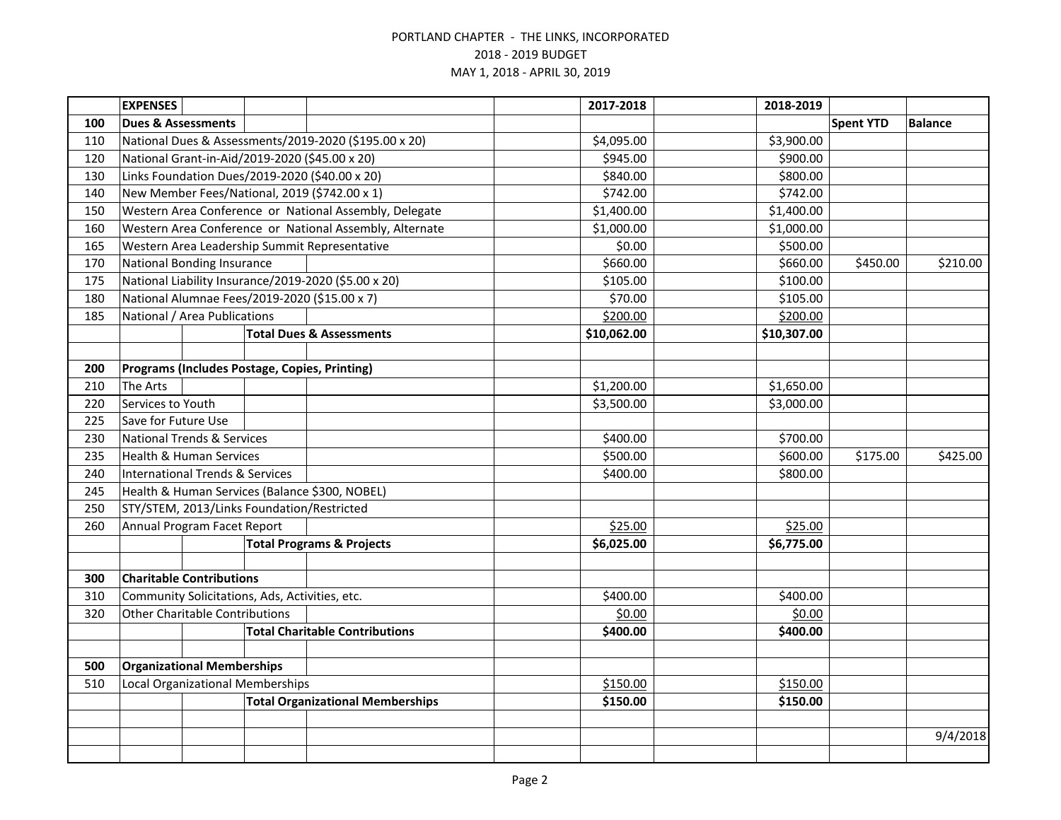PORTLAND CHAPTER - THE LINKS, INCORPORATED

2018 - 2019 BUDGET

MAY 1, 2018 - APRIL 30, 2019

| | EXPENSES | 2017-2018 | 2018-2019 | | |
|---|---|---|---|---|---|
| **100** | **Dues & Assessments** | | | **Spent YTD** | **Balance** |
| 110 | National Dues & Assessments/2019-2020 ($195.00 x 20) | $4,095.00 | $3,900.00 | | |
| 120 | National Grant-in-Aid/2019-2020 ($45.00 x 20) | $945.00 | $900.00 | | |
| 130 | Links Foundation Dues/2019-2020 ($40.00 x 20) | $840.00 | $800.00 | | |
| 140 | New Member Fees/National, 2019 ($742.00 x 1) | $742.00 | $742.00 | | |
| 150 | Western Area Conference or National Assembly, Delegate | $1,400.00 | $1,400.00 | | |
| 160 | Western Area Conference or National Assembly, Alternate | $1,000.00 | $1,000.00 | | |
| 165 | Western Area Leadership Summit Representative | $0.00 | $500.00 | | |
| 170 | National Bonding Insurance | $660.00 | $660.00 | $450.00 | $210.00 |
| 175 | National Liability Insurance/2019-2020 ($5.00 x 20) | $105.00 | $100.00 | | |
| 180 | National Alumnae Fees/2019-2020 ($15.00 x 7) | $70.00 | $105.00 | | |
| 185 | National / Area Publications | $200.00 | $200.00 | | |
| | **Total Dues & Assessments** | **$10,062.00** | **$10,307.00** | | |
| | | | | | |
| **200** | **Programs (Includes Postage, Copies, Printing)** | | | | |
| 210 | The Arts | $1,200.00 | $1,650.00 | | |
| 220 | Services to Youth | $3,500.00 | $3,000.00 | | |
| 225 | Save for Future Use | | | | |
| 230 | National Trends & Services | $400.00 | $700.00 | | |
| 235 | Health & Human Services | $500.00 | $600.00 | $175.00 | $425.00 |
| 240 | International Trends & Services | $400.00 | $800.00 | | |
| 245 | Health & Human Services (Balance $300, NOBEL) | | | | |
| 250 | STY/STEM, 2013/Links Foundation/Restricted | | | | |
| 260 | Annual Program Facet Report | $25.00 | $25.00 | | |
| | **Total Programs & Projects** | **$6,025.00** | **$6,775.00** | | |
| | | | | | |
| **300** | **Charitable Contributions** | | | | |
| 310 | Community Solicitations, Ads, Activities, etc. | $400.00 | $400.00 | | |
| 320 | Other Charitable Contributions | $0.00 | $0.00 | | |
| | **Total Charitable Contributions** | **$400.00** | **$400.00** | | |
| | | | | | |
| **500** | **Organizational Memberships** | | | | |
| 510 | Local Organizational Memberships | $150.00 | $150.00 | | |
| | **Total Organizational Memberships** | **$150.00** | **$150.00** | | |
| | | | | | |
| | | | | | 9/4/2018 |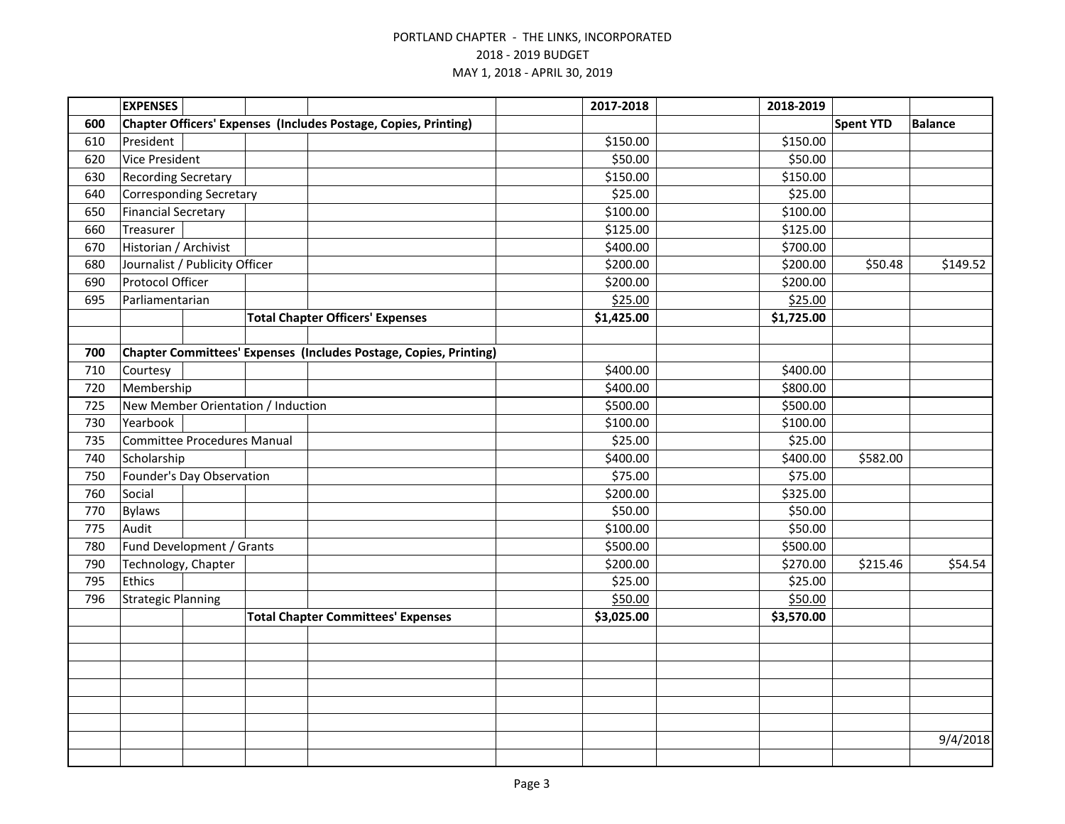PORTLAND CHAPTER - THE LINKS, INCORPORATED

2018 - 2019 BUDGET

MAY 1, 2018 - APRIL 30, 2019

| | **EXPENSES** | **2017-2018** | **2018-2019** | | |
|---|---|---|---|---|---|
| **600** | **Chapter Officers' Expenses (Includes Postage, Copies, Printing)** | | | **Spent YTD** | **Balance** |
| 610 | President | $150.00 | $150.00 | | |
| 620 | Vice President | $50.00 | $50.00 | | |
| 630 | Recording Secretary | $150.00 | $150.00 | | |
| 640 | Corresponding Secretary | $25.00 | $25.00 | | |
| 650 | Financial Secretary | $100.00 | $100.00 | | |
| 660 | Treasurer | $125.00 | $125.00 | | |
| 670 | Historian / Archivist | $400.00 | $700.00 | | |
| 680 | Journalist / Publicity Officer | $200.00 | $200.00 | $50.48 | $149.52 |
| 690 | Protocol Officer | $200.00 | $200.00 | | |
| 695 | Parliamentarian | $25.00 | $25.00 | | |
| | **Total Chapter Officers' Expenses** | **$1,425.00** | **$1,725.00** | | |
| | | | | | |
| **700** | **Chapter Committees' Expenses (Includes Postage, Copies, Printing)** | | | | |
| 710 | Courtesy | $400.00 | $400.00 | | |
| 720 | Membership | $400.00 | $800.00 | | |
| 725 | New Member Orientation / Induction | $500.00 | $500.00 | | |
| 730 | Yearbook | $100.00 | $100.00 | | |
| 735 | Committee Procedures Manual | $25.00 | $25.00 | | |
| 740 | Scholarship | $400.00 | $400.00 | $582.00 | |
| 750 | Founder's Day Observation | $75.00 | $75.00 | | |
| 760 | Social | $200.00 | $325.00 | | |
| 770 | Bylaws | $50.00 | $50.00 | | |
| 775 | Audit | $100.00 | $50.00 | | |
| 780 | Fund Development / Grants | $500.00 | $500.00 | | |
| 790 | Technology, Chapter | $200.00 | $270.00 | $215.46 | $54.54 |
| 795 | Ethics | $25.00 | $25.00 | | |
| 796 | Strategic Planning | $50.00 | $50.00 | | |
| | **Total Chapter Committees' Expenses** | **$3,025.00** | **$3,570.00** | | |

9/4/2018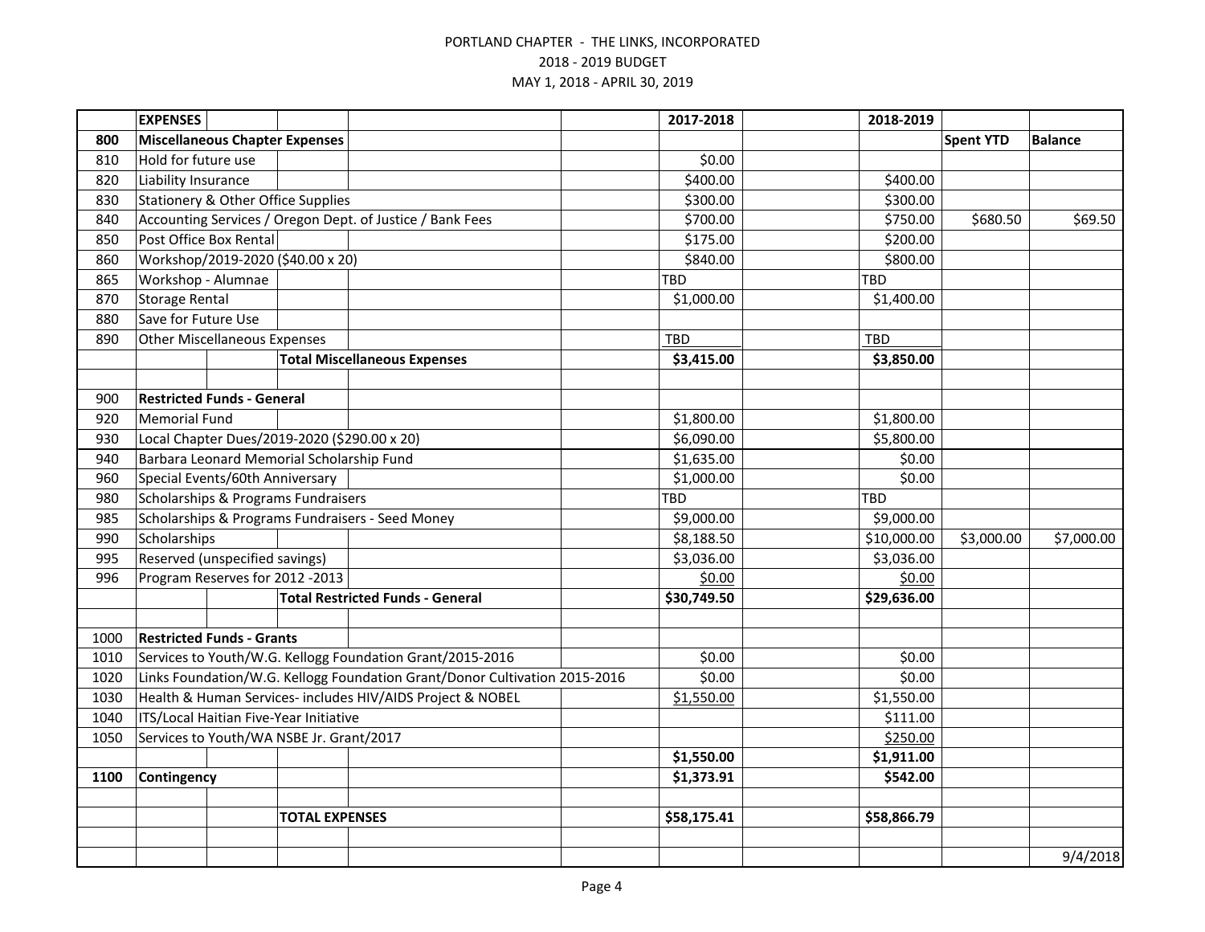PORTLAND CHAPTER - THE LINKS, INCORPORATED
2018 - 2019 BUDGET
MAY 1, 2018 - APRIL 30, 2019

| | EXPENSES | 2017-2018 | 2018-2019 | Spent YTD | Balance |
|---|---|---|---|---|---|
| **800** | **Miscellaneous Chapter Expenses** | | | | |
| 810 | Hold for future use | $0.00 | | | |
| 820 | Liability Insurance | $400.00 | $400.00 | | |
| 830 | Stationery & Other Office Supplies | $300.00 | $300.00 | | |
| 840 | Accounting Services / Oregon Dept. of Justice / Bank Fees | $700.00 | $750.00 | $680.50 | $69.50 |
| 850 | Post Office Box Rental | $175.00 | $200.00 | | |
| 860 | Workshop/2019-2020 ($40.00 x 20) | $840.00 | $800.00 | | |
| 865 | Workshop - Alumnae | TBD | TBD | | |
| 870 | Storage Rental | $1,000.00 | $1,400.00 | | |
| 880 | Save for Future Use | | | | |
| 890 | Other Miscellaneous Expenses | TBD | TBD | | |
| | **Total Miscellaneous Expenses** | **$3,415.00** | **$3,850.00** | | |
| | | | | | |
| 900 | **Restricted Funds - General** | | | | |
| 920 | Memorial Fund | $1,800.00 | $1,800.00 | | |
| 930 | Local Chapter Dues/2019-2020 ($290.00 x 20) | $6,090.00 | $5,800.00 | | |
| 940 | Barbara Leonard Memorial Scholarship Fund | $1,635.00 | $0.00 | | |
| 960 | Special Events/60th Anniversary | $1,000.00 | $0.00 | | |
| 980 | Scholarships & Programs Fundraisers | TBD | TBD | | |
| 985 | Scholarships & Programs Fundraisers - Seed Money | $9,000.00 | $9,000.00 | | |
| 990 | Scholarships | $8,188.50 | $10,000.00 | $3,000.00 | $7,000.00 |
| 995 | Reserved (unspecified savings) | $3,036.00 | $3,036.00 | | |
| 996 | Program Reserves for 2012 -2013 | $0.00 | $0.00 | | |
| | **Total Restricted Funds - General** | **$30,749.50** | **$29,636.00** | | |
| | | | | | |
| 1000 | **Restricted Funds - Grants** | | | | |
| 1010 | Services to Youth/W.G. Kellogg Foundation Grant/2015-2016 | $0.00 | $0.00 | | |
| 1020 | Links Foundation/W.G. Kellogg Foundation Grant/Donor Cultivation 2015-2016 | $0.00 | $0.00 | | |
| 1030 | Health & Human Services- includes HIV/AIDS Project & NOBEL | $1,550.00 | $1,550.00 | | |
| 1040 | ITS/Local Haitian Five-Year Initiative | | $111.00 | | |
| 1050 | Services to Youth/WA NSBE Jr. Grant/2017 | | $250.00 | | |
| | | **$1,550.00** | **$1,911.00** | | |
| **1100** | **Contingency** | **$1,373.91** | **$542.00** | | |
| | | | | | |
| | **TOTAL EXPENSES** | **$58,175.41** | **$58,866.79** | | |
| | | | | | |
| | | | | | 9/4/2018 |